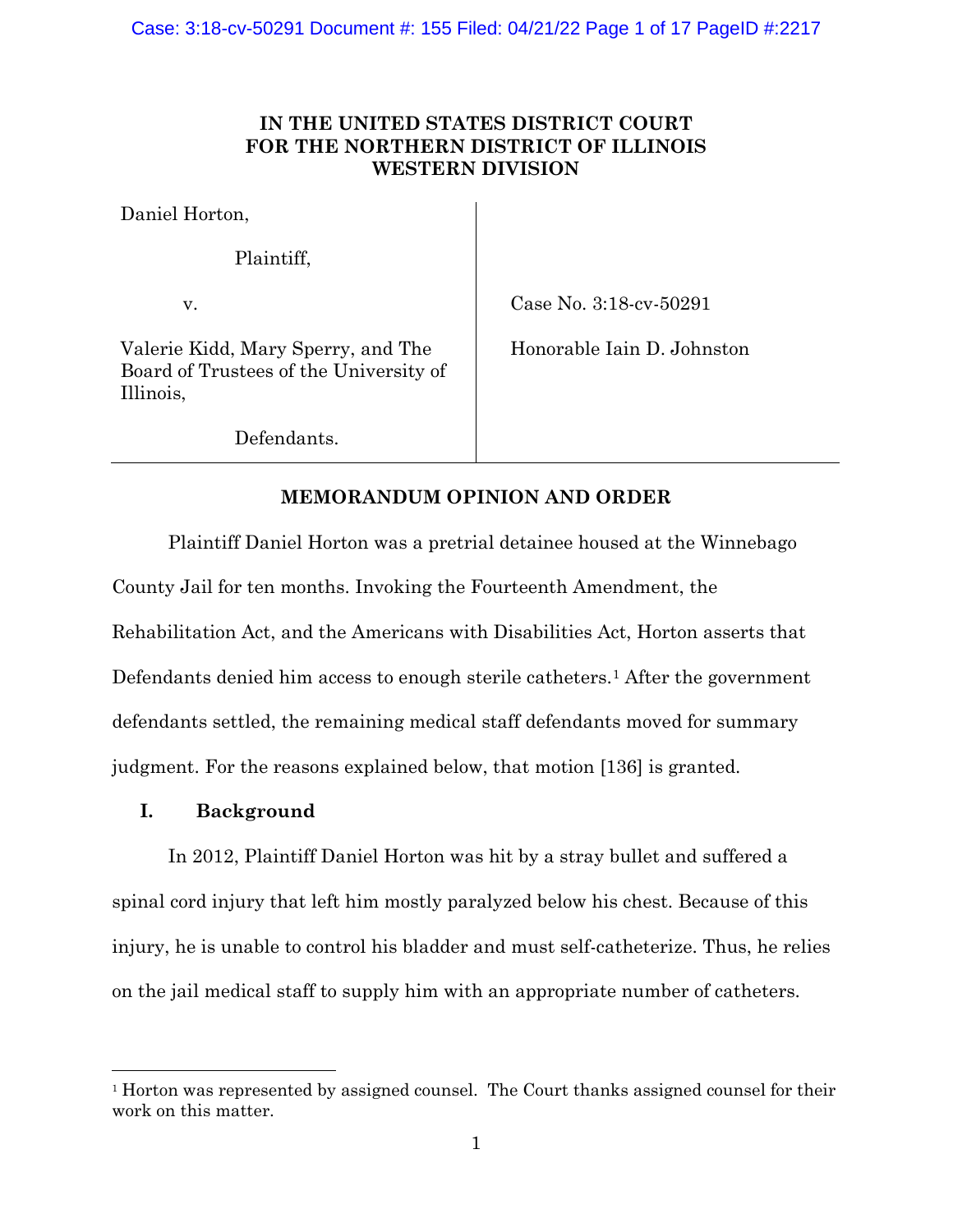**IN THE UNITED STATES DISTRICT COURT FOR THE NORTHERN DISTRICT OF ILLINOIS WESTERN DIVISION**

| | |
|---|---|
| Daniel Horton, <br><br> Plaintiff, <br><br> v. <br><br> Valerie Kidd, Mary Sperry, and The Board of Trustees of the University of Illinois, <br><br> Defendants. | Case No. 3:18-cv-50291 <br><br> Honorable Iain D. Johnston |

**MEMORANDUM OPINION AND ORDER**

Plaintiff Daniel Horton was a pretrial detainee housed at the Winnebago County Jail for ten months. Invoking the Fourteenth Amendment, the Rehabilitation Act, and the Americans with Disabilities Act, Horton asserts that Defendants denied him access to enough sterile catheters.[1] After the government defendants settled, the remaining medical staff defendants moved for summary judgment. For the reasons explained below, that motion [136] is granted.

## I. Background

In 2012, Plaintiff Daniel Horton was hit by a stray bullet and suffered a spinal cord injury that left him mostly paralyzed below his chest. Because of this injury, he is unable to control his bladder and must self-catheterize. Thus, he relies on the jail medical staff to supply him with an appropriate number of catheters.

[1] Horton was represented by assigned counsel. The Court thanks assigned counsel for their work on this matter.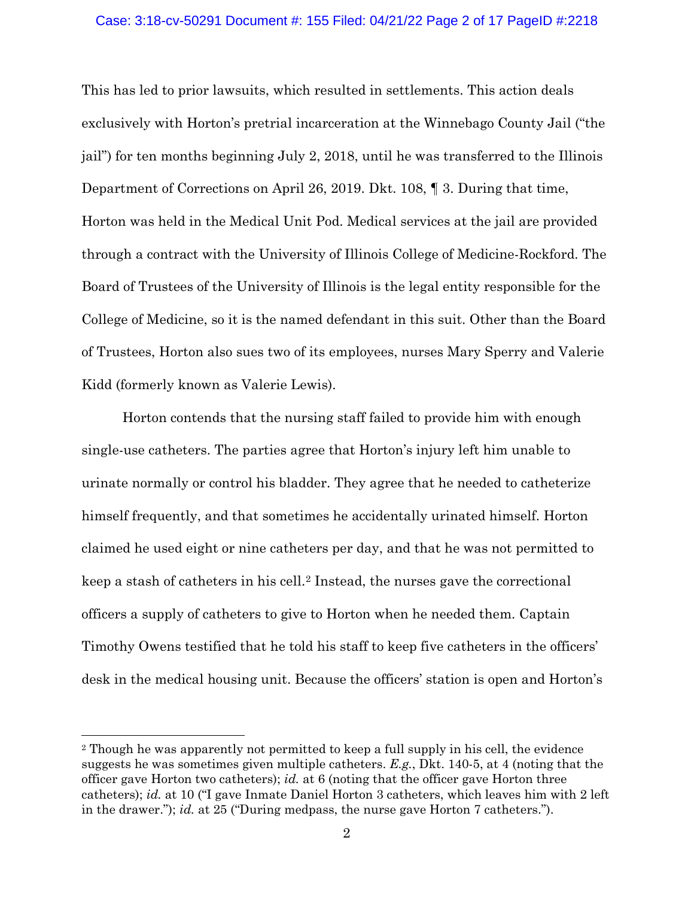This has led to prior lawsuits, which resulted in settlements. This action deals exclusively with Horton's pretrial incarceration at the Winnebago County Jail ("the jail") for ten months beginning July 2, 2018, until he was transferred to the Illinois Department of Corrections on April 26, 2019. Dkt. 108, ¶ 3. During that time, Horton was held in the Medical Unit Pod. Medical services at the jail are provided through a contract with the University of Illinois College of Medicine-Rockford. The Board of Trustees of the University of Illinois is the legal entity responsible for the College of Medicine, so it is the named defendant in this suit. Other than the Board of Trustees, Horton also sues two of its employees, nurses Mary Sperry and Valerie Kidd (formerly known as Valerie Lewis).

Horton contends that the nursing staff failed to provide him with enough single-use catheters. The parties agree that Horton's injury left him unable to urinate normally or control his bladder. They agree that he needed to catheterize himself frequently, and that sometimes he accidentally urinated himself. Horton claimed he used eight or nine catheters per day, and that he was not permitted to keep a stash of catheters in his cell.[2] Instead, the nurses gave the correctional officers a supply of catheters to give to Horton when he needed them. Captain Timothy Owens testified that he told his staff to keep five catheters in the officers' desk in the medical housing unit. Because the officers' station is open and Horton's

---

[2] Though he was apparently not permitted to keep a full supply in his cell, the evidence suggests he was sometimes given multiple catheters. *E.g.*, Dkt. 140-5, at 4 (noting that the officer gave Horton two catheters); *id.* at 6 (noting that the officer gave Horton three catheters); *id.* at 10 ("I gave Inmate Daniel Horton 3 catheters, which leaves him with 2 left in the drawer."); *id.* at 25 ("During medpass, the nurse gave Horton 7 catheters.").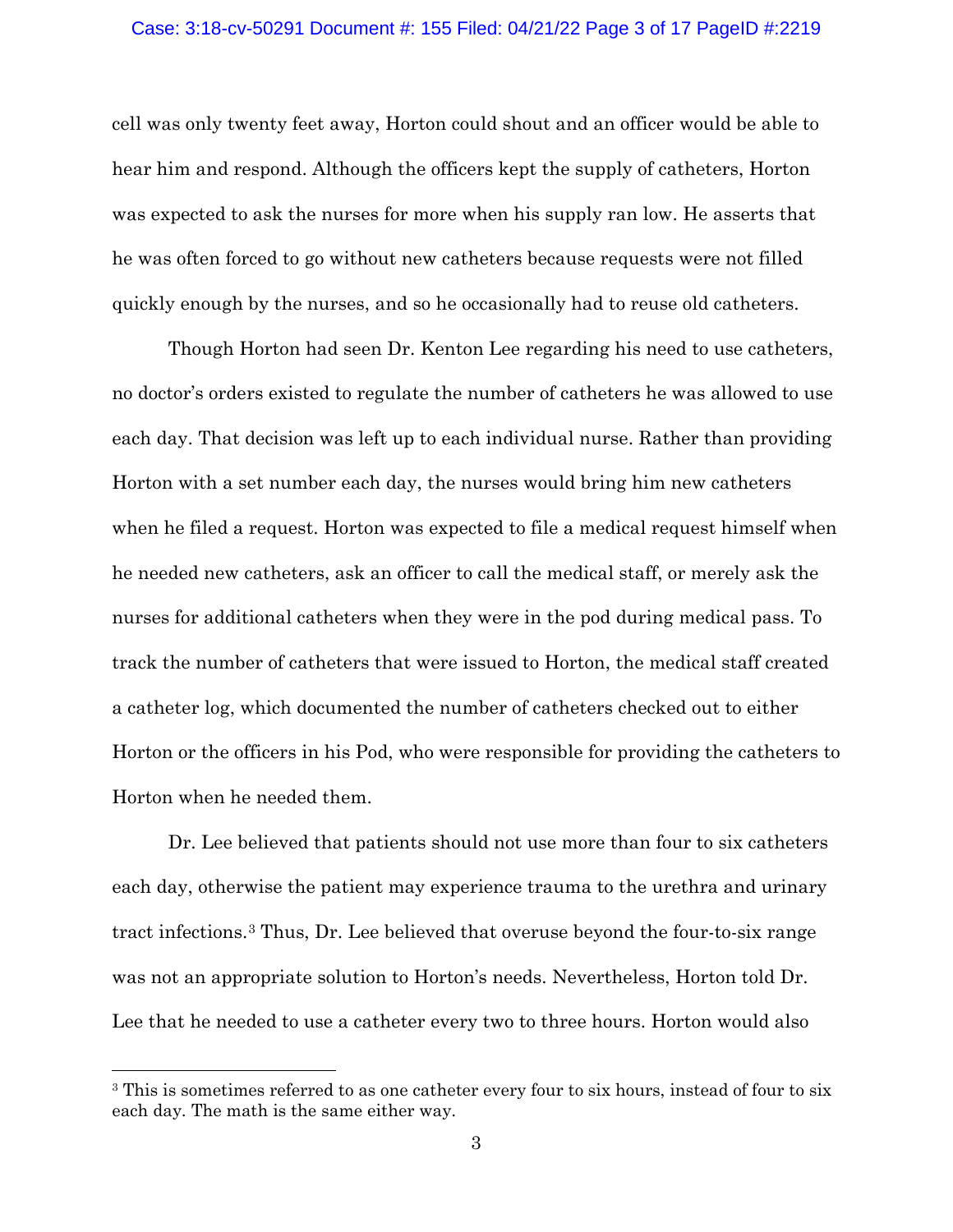cell was only twenty feet away, Horton could shout and an officer would be able to hear him and respond. Although the officers kept the supply of catheters, Horton was expected to ask the nurses for more when his supply ran low. He asserts that he was often forced to go without new catheters because requests were not filled quickly enough by the nurses, and so he occasionally had to reuse old catheters.

Though Horton had seen Dr. Kenton Lee regarding his need to use catheters, no doctor's orders existed to regulate the number of catheters he was allowed to use each day. That decision was left up to each individual nurse. Rather than providing Horton with a set number each day, the nurses would bring him new catheters when he filed a request. Horton was expected to file a medical request himself when he needed new catheters, ask an officer to call the medical staff, or merely ask the nurses for additional catheters when they were in the pod during medical pass. To track the number of catheters that were issued to Horton, the medical staff created a catheter log, which documented the number of catheters checked out to either Horton or the officers in his Pod, who were responsible for providing the catheters to Horton when he needed them.

Dr. Lee believed that patients should not use more than four to six catheters each day, otherwise the patient may experience trauma to the urethra and urinary tract infections.[3] Thus, Dr. Lee believed that overuse beyond the four-to-six range was not an appropriate solution to Horton's needs. Nevertheless, Horton told Dr. Lee that he needed to use a catheter every two to three hours. Horton would also

---

[3] This is sometimes referred to as one catheter every four to six hours, instead of four to six each day. The math is the same either way.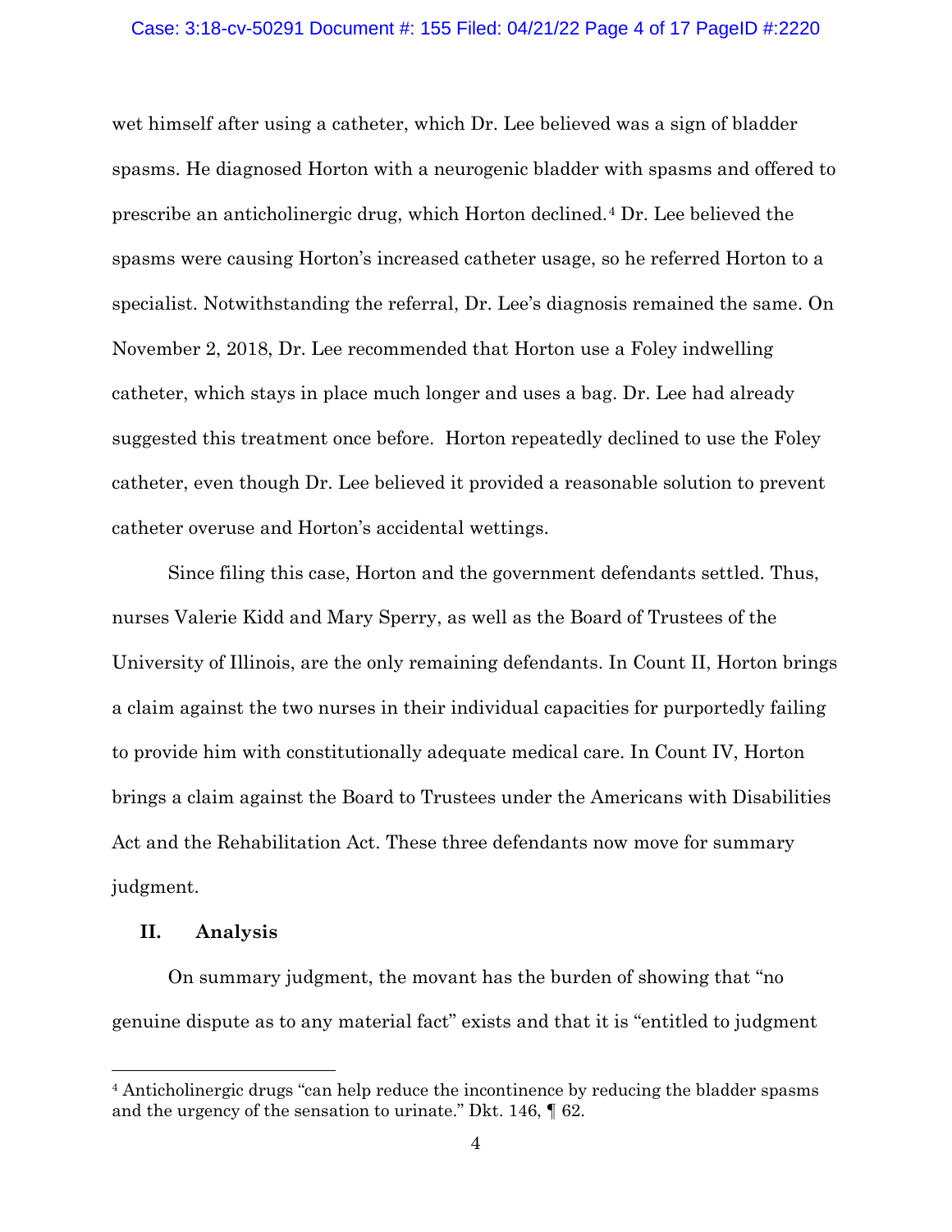wet himself after using a catheter, which Dr. Lee believed was a sign of bladder spasms. He diagnosed Horton with a neurogenic bladder with spasms and offered to prescribe an anticholinergic drug, which Horton declined.[4] Dr. Lee believed the spasms were causing Horton's increased catheter usage, so he referred Horton to a specialist. Notwithstanding the referral, Dr. Lee's diagnosis remained the same. On November 2, 2018, Dr. Lee recommended that Horton use a Foley indwelling catheter, which stays in place much longer and uses a bag. Dr. Lee had already suggested this treatment once before. Horton repeatedly declined to use the Foley catheter, even though Dr. Lee believed it provided a reasonable solution to prevent catheter overuse and Horton's accidental wettings.

Since filing this case, Horton and the government defendants settled. Thus, nurses Valerie Kidd and Mary Sperry, as well as the Board of Trustees of the University of Illinois, are the only remaining defendants. In Count II, Horton brings a claim against the two nurses in their individual capacities for purportedly failing to provide him with constitutionally adequate medical care. In Count IV, Horton brings a claim against the Board to Trustees under the Americans with Disabilities Act and the Rehabilitation Act. These three defendants now move for summary judgment.

## II. Analysis

On summary judgment, the movant has the burden of showing that "no genuine dispute as to any material fact" exists and that it is "entitled to judgment

[4] Anticholinergic drugs "can help reduce the incontinence by reducing the bladder spasms and the urgency of the sensation to urinate." Dkt. 146, ¶ 62.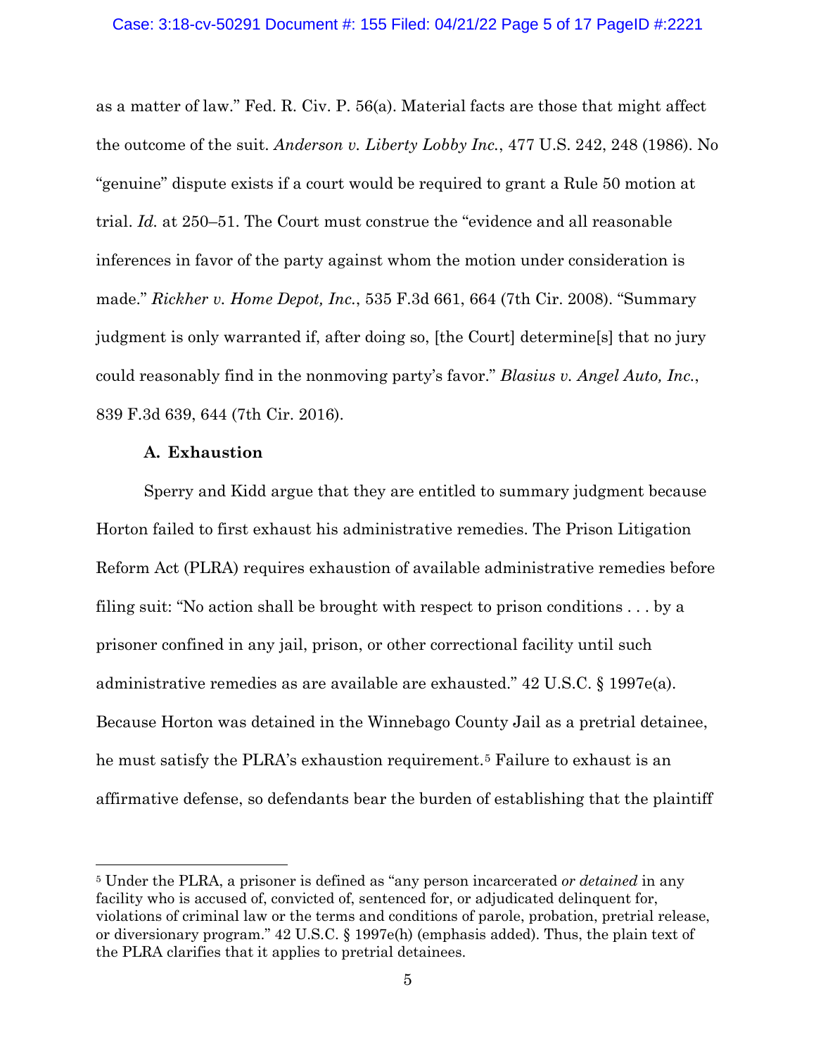as a matter of law." Fed. R. Civ. P. 56(a). Material facts are those that might affect the outcome of the suit. *Anderson v. Liberty Lobby Inc.*, 477 U.S. 242, 248 (1986). No "genuine" dispute exists if a court would be required to grant a Rule 50 motion at trial. *Id.* at 250–51. The Court must construe the "evidence and all reasonable inferences in favor of the party against whom the motion under consideration is made." *Rickher v. Home Depot, Inc.*, 535 F.3d 661, 664 (7th Cir. 2008). "Summary judgment is only warranted if, after doing so, [the Court] determine[s] that no jury could reasonably find in the nonmoving party's favor." *Blasius v. Angel Auto, Inc.*, 839 F.3d 639, 644 (7th Cir. 2016).

### A. Exhaustion

Sperry and Kidd argue that they are entitled to summary judgment because Horton failed to first exhaust his administrative remedies. The Prison Litigation Reform Act (PLRA) requires exhaustion of available administrative remedies before filing suit: "No action shall be brought with respect to prison conditions . . . by a prisoner confined in any jail, prison, or other correctional facility until such administrative remedies as are available are exhausted." 42 U.S.C. § 1997e(a). Because Horton was detained in the Winnebago County Jail as a pretrial detainee, he must satisfy the PLRA's exhaustion requirement.[5] Failure to exhaust is an affirmative defense, so defendants bear the burden of establishing that the plaintiff

---

[5] Under the PLRA, a prisoner is defined as "any person incarcerated *or detained* in any facility who is accused of, convicted of, sentenced for, or adjudicated delinquent for, violations of criminal law or the terms and conditions of parole, probation, pretrial release, or diversionary program." 42 U.S.C. § 1997e(h) (emphasis added). Thus, the plain text of the PLRA clarifies that it applies to pretrial detainees.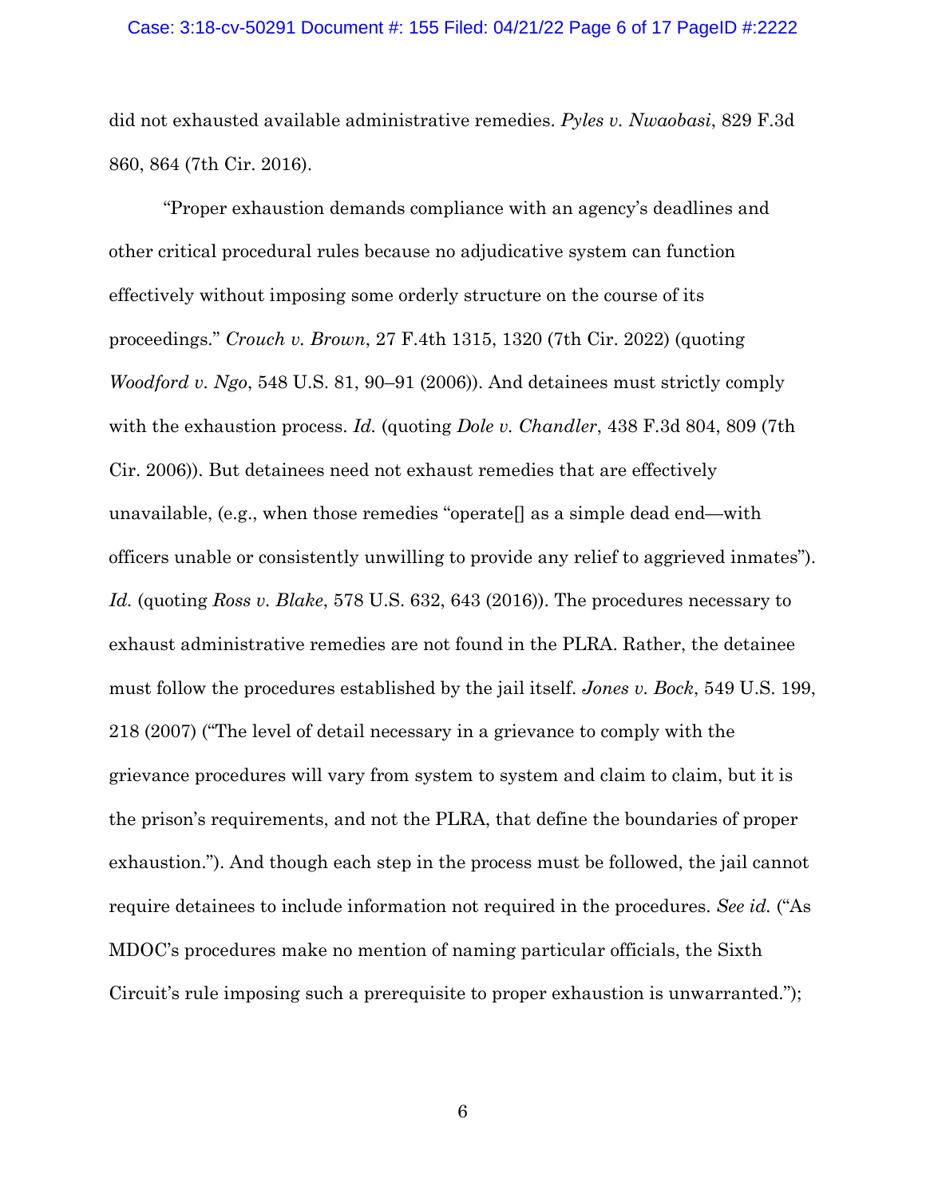did not exhausted available administrative remedies. *Pyles v. Nwaobasi*, 829 F.3d 860, 864 (7th Cir. 2016).

"Proper exhaustion demands compliance with an agency's deadlines and other critical procedural rules because no adjudicative system can function effectively without imposing some orderly structure on the course of its proceedings." *Crouch v. Brown*, 27 F.4th 1315, 1320 (7th Cir. 2022) (quoting *Woodford v. Ngo*, 548 U.S. 81, 90–91 (2006)). And detainees must strictly comply with the exhaustion process. *Id.* (quoting *Dole v. Chandler*, 438 F.3d 804, 809 (7th Cir. 2006)). But detainees need not exhaust remedies that are effectively unavailable, (e.g., when those remedies "operate[] as a simple dead end—with officers unable or consistently unwilling to provide any relief to aggrieved inmates"). *Id.* (quoting *Ross v. Blake*, 578 U.S. 632, 643 (2016)). The procedures necessary to exhaust administrative remedies are not found in the PLRA. Rather, the detainee must follow the procedures established by the jail itself. *Jones v. Bock*, 549 U.S. 199, 218 (2007) ("The level of detail necessary in a grievance to comply with the grievance procedures will vary from system to system and claim to claim, but it is the prison's requirements, and not the PLRA, that define the boundaries of proper exhaustion."). And though each step in the process must be followed, the jail cannot require detainees to include information not required in the procedures. *See id.* ("As MDOC's procedures make no mention of naming particular officials, the Sixth Circuit's rule imposing such a prerequisite to proper exhaustion is unwarranted.");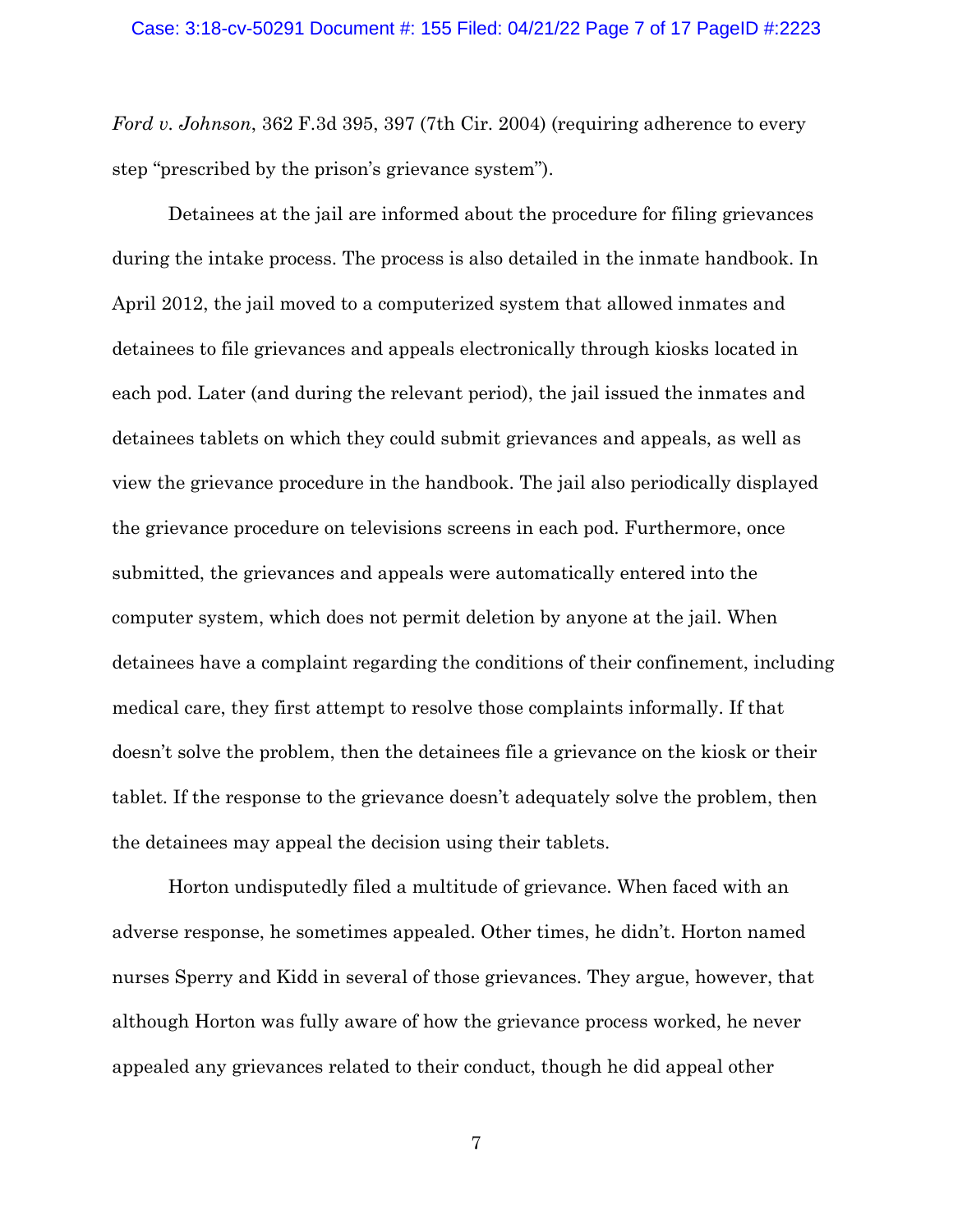*Ford v. Johnson*, 362 F.3d 395, 397 (7th Cir. 2004) (requiring adherence to every step "prescribed by the prison's grievance system").

Detainees at the jail are informed about the procedure for filing grievances during the intake process. The process is also detailed in the inmate handbook. In April 2012, the jail moved to a computerized system that allowed inmates and detainees to file grievances and appeals electronically through kiosks located in each pod. Later (and during the relevant period), the jail issued the inmates and detainees tablets on which they could submit grievances and appeals, as well as view the grievance procedure in the handbook. The jail also periodically displayed the grievance procedure on televisions screens in each pod. Furthermore, once submitted, the grievances and appeals were automatically entered into the computer system, which does not permit deletion by anyone at the jail. When detainees have a complaint regarding the conditions of their confinement, including medical care, they first attempt to resolve those complaints informally. If that doesn't solve the problem, then the detainees file a grievance on the kiosk or their tablet. If the response to the grievance doesn't adequately solve the problem, then the detainees may appeal the decision using their tablets.

Horton undisputedly filed a multitude of grievance. When faced with an adverse response, he sometimes appealed. Other times, he didn't. Horton named nurses Sperry and Kidd in several of those grievances. They argue, however, that although Horton was fully aware of how the grievance process worked, he never appealed any grievances related to their conduct, though he did appeal other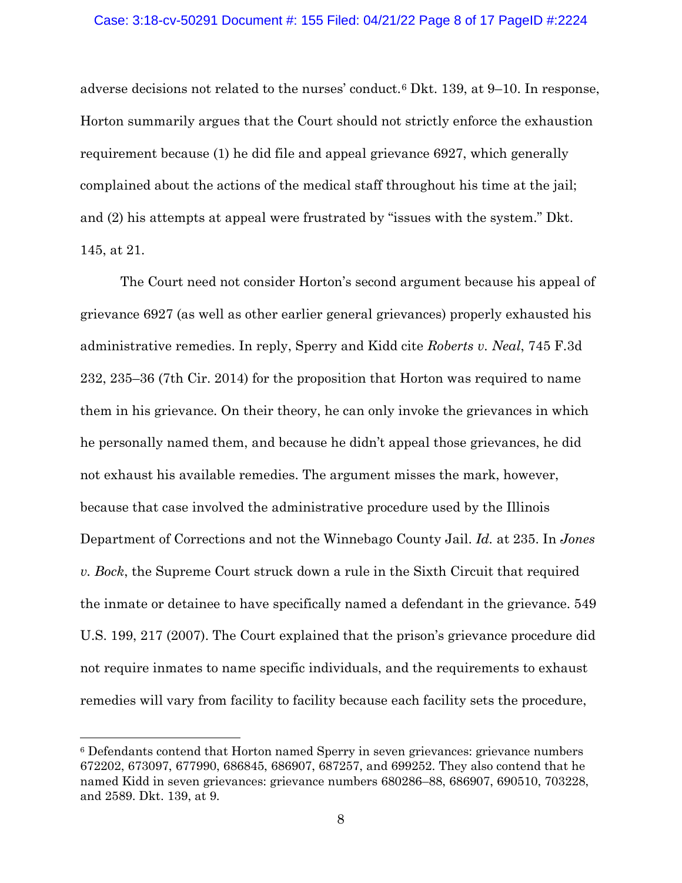adverse decisions not related to the nurses' conduct.[6] Dkt. 139, at 9–10. In response, Horton summarily argues that the Court should not strictly enforce the exhaustion requirement because (1) he did file and appeal grievance 6927, which generally complained about the actions of the medical staff throughout his time at the jail; and (2) his attempts at appeal were frustrated by "issues with the system." Dkt. 145, at 21.

The Court need not consider Horton's second argument because his appeal of grievance 6927 (as well as other earlier general grievances) properly exhausted his administrative remedies. In reply, Sperry and Kidd cite *Roberts v. Neal*, 745 F.3d 232, 235–36 (7th Cir. 2014) for the proposition that Horton was required to name them in his grievance. On their theory, he can only invoke the grievances in which he personally named them, and because he didn't appeal those grievances, he did not exhaust his available remedies. The argument misses the mark, however, because that case involved the administrative procedure used by the Illinois Department of Corrections and not the Winnebago County Jail. *Id.* at 235. In *Jones v. Bock*, the Supreme Court struck down a rule in the Sixth Circuit that required the inmate or detainee to have specifically named a defendant in the grievance. 549 U.S. 199, 217 (2007). The Court explained that the prison's grievance procedure did not require inmates to name specific individuals, and the requirements to exhaust remedies will vary from facility to facility because each facility sets the procedure,

---

[6] Defendants contend that Horton named Sperry in seven grievances: grievance numbers 672202, 673097, 677990, 686845, 686907, 687257, and 699252. They also contend that he named Kidd in seven grievances: grievance numbers 680286–88, 686907, 690510, 703228, and 2589. Dkt. 139, at 9.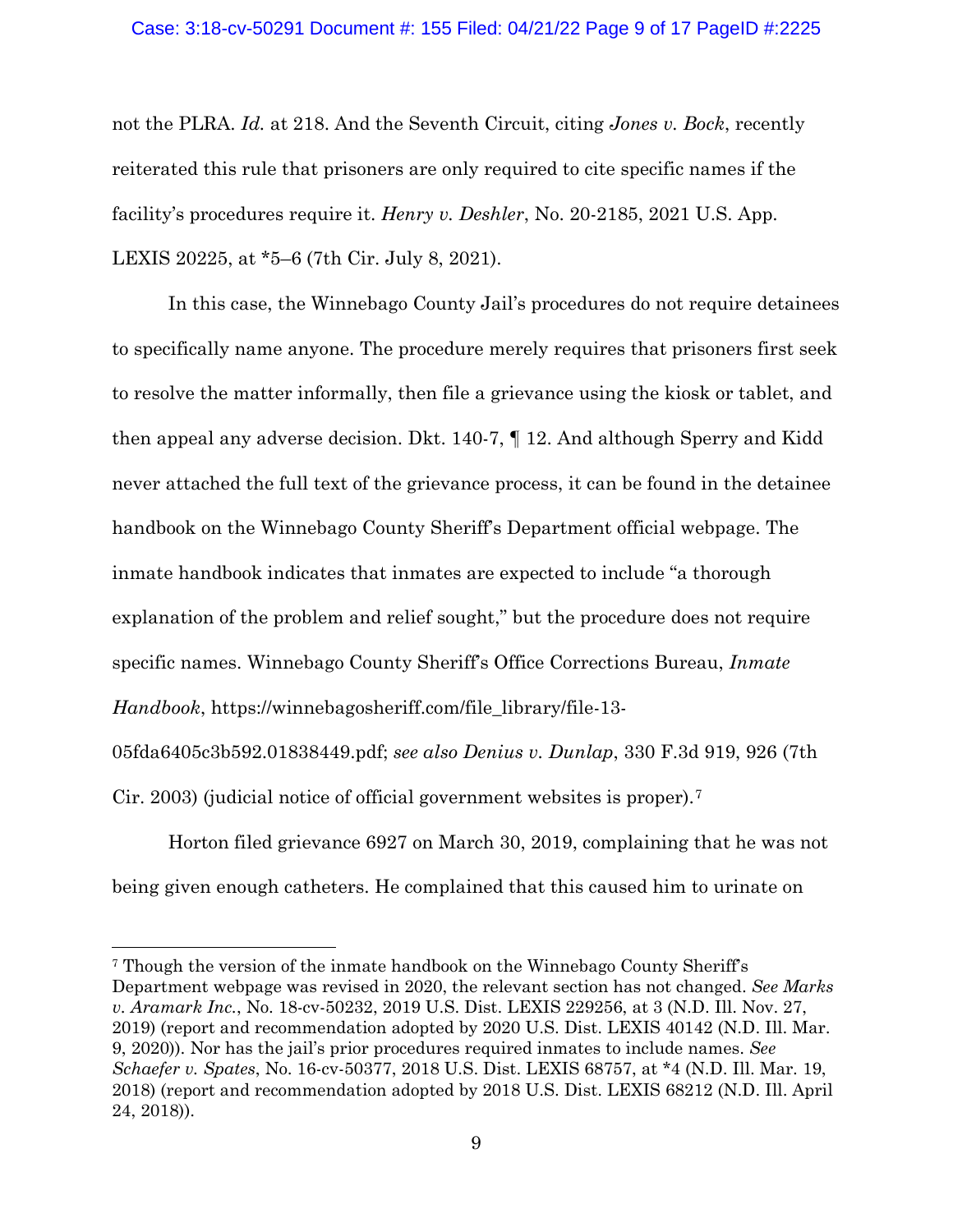not the PLRA. *Id.* at 218. And the Seventh Circuit, citing *Jones v. Bock*, recently reiterated this rule that prisoners are only required to cite specific names if the facility's procedures require it. *Henry v. Deshler*, No. 20-2185, 2021 U.S. App. LEXIS 20225, at *5–6 (7th Cir. July 8, 2021).

In this case, the Winnebago County Jail's procedures do not require detainees to specifically name anyone. The procedure merely requires that prisoners first seek to resolve the matter informally, then file a grievance using the kiosk or tablet, and then appeal any adverse decision. Dkt. 140-7, ¶ 12. And although Sperry and Kidd never attached the full text of the grievance process, it can be found in the detainee handbook on the Winnebago County Sheriff's Department official webpage. The inmate handbook indicates that inmates are expected to include "a thorough explanation of the problem and relief sought," but the procedure does not require specific names. Winnebago County Sheriff's Office Corrections Bureau, *Inmate Handbook*, https://winnebagosheriff.com/file_library/file-13-05fda6405c3b592.01838449.pdf; *see also Denius v. Dunlap*, 330 F.3d 919, 926 (7th Cir. 2003) (judicial notice of official government websites is proper).[7]

Horton filed grievance 6927 on March 30, 2019, complaining that he was not being given enough catheters. He complained that this caused him to urinate on

[7] Though the version of the inmate handbook on the Winnebago County Sheriff's Department webpage was revised in 2020, the relevant section has not changed. *See Marks v. Aramark Inc.*, No. 18-cv-50232, 2019 U.S. Dist. LEXIS 229256, at 3 (N.D. Ill. Nov. 27, 2019) (report and recommendation adopted by 2020 U.S. Dist. LEXIS 40142 (N.D. Ill. Mar. 9, 2020)). Nor has the jail's prior procedures required inmates to include names. *See Schaefer v. Spates*, No. 16-cv-50377, 2018 U.S. Dist. LEXIS 68757, at *4 (N.D. Ill. Mar. 19, 2018) (report and recommendation adopted by 2018 U.S. Dist. LEXIS 68212 (N.D. Ill. April 24, 2018)).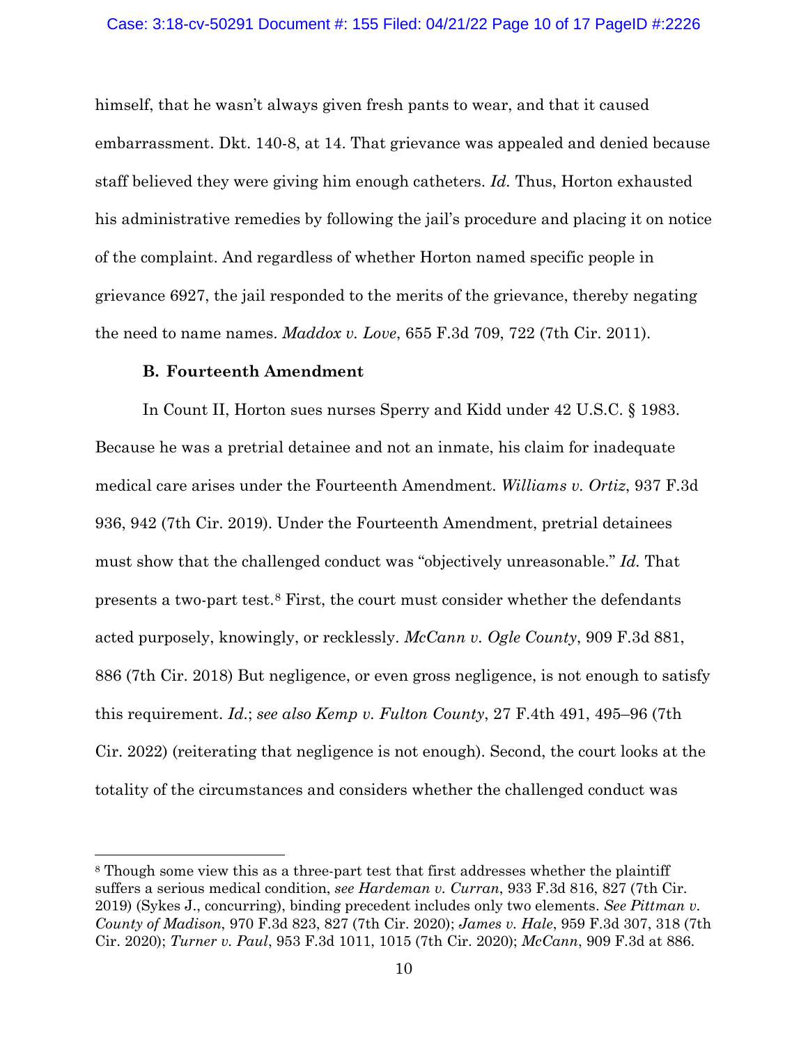himself, that he wasn't always given fresh pants to wear, and that it caused embarrassment. Dkt. 140-8, at 14. That grievance was appealed and denied because staff believed they were giving him enough catheters. *Id.* Thus, Horton exhausted his administrative remedies by following the jail's procedure and placing it on notice of the complaint. And regardless of whether Horton named specific people in grievance 6927, the jail responded to the merits of the grievance, thereby negating the need to name names. *Maddox v. Love*, 655 F.3d 709, 722 (7th Cir. 2011).

### B. Fourteenth Amendment

In Count II, Horton sues nurses Sperry and Kidd under 42 U.S.C. § 1983. Because he was a pretrial detainee and not an inmate, his claim for inadequate medical care arises under the Fourteenth Amendment. *Williams v. Ortiz*, 937 F.3d 936, 942 (7th Cir. 2019). Under the Fourteenth Amendment, pretrial detainees must show that the challenged conduct was "objectively unreasonable." *Id.* That presents a two-part test.[8] First, the court must consider whether the defendants acted purposely, knowingly, or recklessly. *McCann v. Ogle County*, 909 F.3d 881, 886 (7th Cir. 2018) But negligence, or even gross negligence, is not enough to satisfy this requirement. *Id.*; *see also Kemp v. Fulton County*, 27 F.4th 491, 495–96 (7th Cir. 2022) (reiterating that negligence is not enough). Second, the court looks at the totality of the circumstances and considers whether the challenged conduct was

---

[8] Though some view this as a three-part test that first addresses whether the plaintiff suffers a serious medical condition, *see Hardeman v. Curran*, 933 F.3d 816, 827 (7th Cir. 2019) (Sykes J., concurring), binding precedent includes only two elements. *See Pittman v. County of Madison*, 970 F.3d 823, 827 (7th Cir. 2020); *James v. Hale*, 959 F.3d 307, 318 (7th Cir. 2020); *Turner v. Paul*, 953 F.3d 1011, 1015 (7th Cir. 2020); *McCann*, 909 F.3d at 886.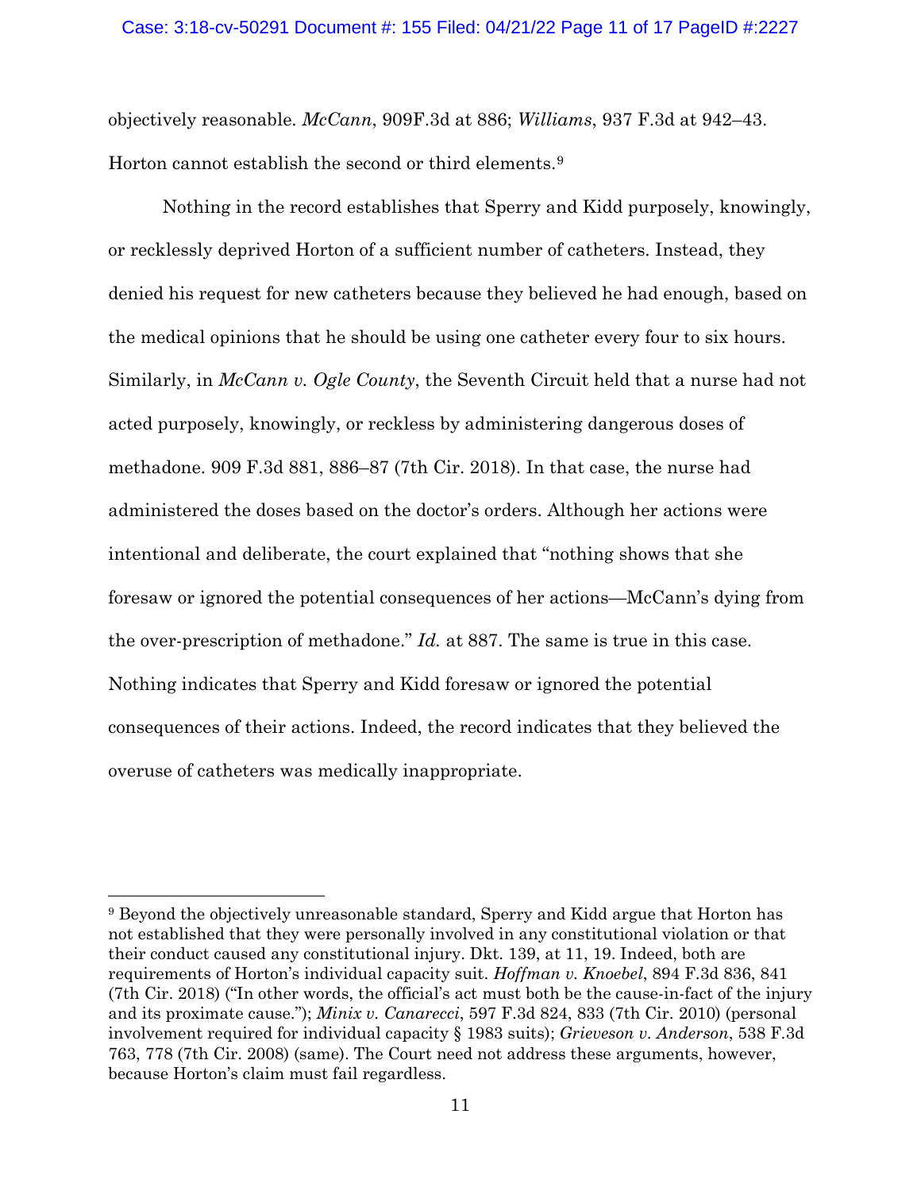objectively reasonable. *McCann*, 909F.3d at 886; *Williams*, 937 F.3d at 942–43. Horton cannot establish the second or third elements.[9]

Nothing in the record establishes that Sperry and Kidd purposely, knowingly, or recklessly deprived Horton of a sufficient number of catheters. Instead, they denied his request for new catheters because they believed he had enough, based on the medical opinions that he should be using one catheter every four to six hours. Similarly, in *McCann v. Ogle County*, the Seventh Circuit held that a nurse had not acted purposely, knowingly, or reckless by administering dangerous doses of methadone. 909 F.3d 881, 886–87 (7th Cir. 2018). In that case, the nurse had administered the doses based on the doctor's orders. Although her actions were intentional and deliberate, the court explained that "nothing shows that she foresaw or ignored the potential consequences of her actions—McCann's dying from the over-prescription of methadone." *Id.* at 887. The same is true in this case. Nothing indicates that Sperry and Kidd foresaw or ignored the potential consequences of their actions. Indeed, the record indicates that they believed the overuse of catheters was medically inappropriate.

---

[9] Beyond the objectively unreasonable standard, Sperry and Kidd argue that Horton has not established that they were personally involved in any constitutional violation or that their conduct caused any constitutional injury. Dkt. 139, at 11, 19. Indeed, both are requirements of Horton's individual capacity suit. *Hoffman v. Knoebel*, 894 F.3d 836, 841 (7th Cir. 2018) ("In other words, the official's act must both be the cause-in-fact of the injury and its proximate cause."); *Minix v. Canarecci*, 597 F.3d 824, 833 (7th Cir. 2010) (personal involvement required for individual capacity § 1983 suits); *Grieveson v. Anderson*, 538 F.3d 763, 778 (7th Cir. 2008) (same). The Court need not address these arguments, however, because Horton's claim must fail regardless.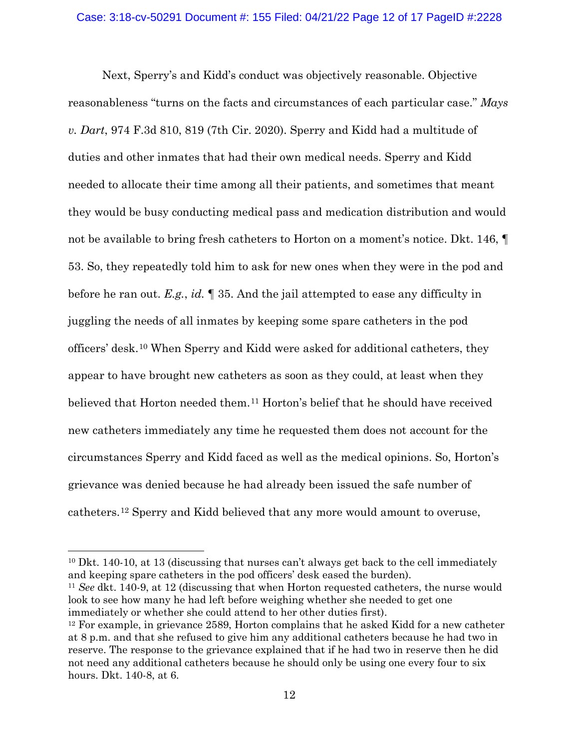Next, Sperry's and Kidd's conduct was objectively reasonable. Objective reasonableness "turns on the facts and circumstances of each particular case." *Mays v. Dart*, 974 F.3d 810, 819 (7th Cir. 2020). Sperry and Kidd had a multitude of duties and other inmates that had their own medical needs. Sperry and Kidd needed to allocate their time among all their patients, and sometimes that meant they would be busy conducting medical pass and medication distribution and would not be available to bring fresh catheters to Horton on a moment's notice. Dkt. 146, ¶ 53. So, they repeatedly told him to ask for new ones when they were in the pod and before he ran out. *E.g.*, *id.* ¶ 35. And the jail attempted to ease any difficulty in juggling the needs of all inmates by keeping some spare catheters in the pod officers' desk.[10] When Sperry and Kidd were asked for additional catheters, they appear to have brought new catheters as soon as they could, at least when they believed that Horton needed them.[11] Horton's belief that he should have received new catheters immediately any time he requested them does not account for the circumstances Sperry and Kidd faced as well as the medical opinions. So, Horton's grievance was denied because he had already been issued the safe number of catheters.[12] Sperry and Kidd believed that any more would amount to overuse,

---

[10] Dkt. 140-10, at 13 (discussing that nurses can't always get back to the cell immediately and keeping spare catheters in the pod officers' desk eased the burden).

[11] *See* dkt. 140-9, at 12 (discussing that when Horton requested catheters, the nurse would look to see how many he had left before weighing whether she needed to get one immediately or whether she could attend to her other duties first).

[12] For example, in grievance 2589, Horton complains that he asked Kidd for a new catheter at 8 p.m. and that she refused to give him any additional catheters because he had two in reserve. The response to the grievance explained that if he had two in reserve then he did not need any additional catheters because he should only be using one every four to six hours. Dkt. 140-8, at 6.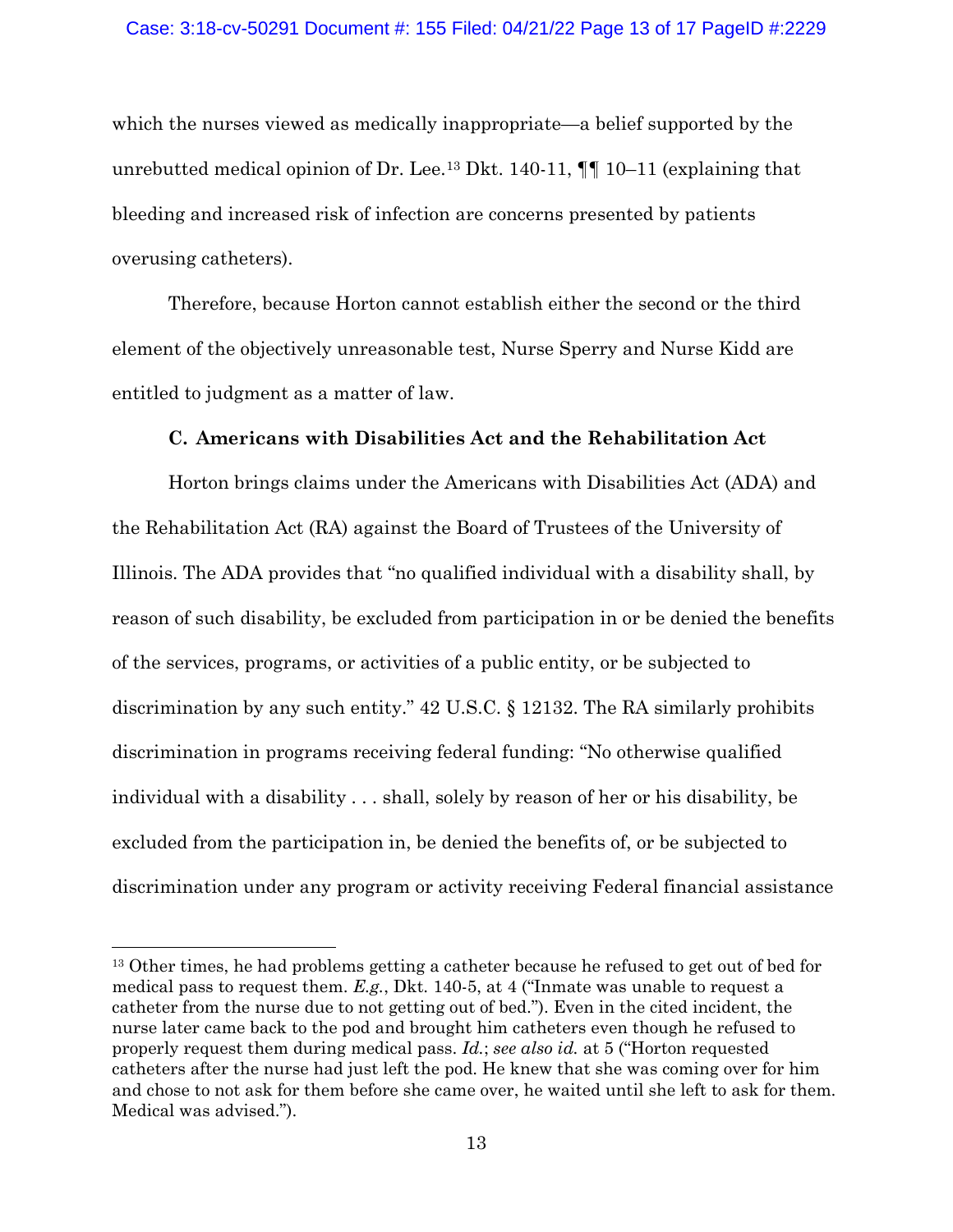which the nurses viewed as medically inappropriate—a belief supported by the unrebutted medical opinion of Dr. Lee.[13] Dkt. 140-11, ¶¶ 10–11 (explaining that bleeding and increased risk of infection are concerns presented by patients overusing catheters).

Therefore, because Horton cannot establish either the second or the third element of the objectively unreasonable test, Nurse Sperry and Nurse Kidd are entitled to judgment as a matter of law.

### C. Americans with Disabilities Act and the Rehabilitation Act

Horton brings claims under the Americans with Disabilities Act (ADA) and the Rehabilitation Act (RA) against the Board of Trustees of the University of Illinois. The ADA provides that "no qualified individual with a disability shall, by reason of such disability, be excluded from participation in or be denied the benefits of the services, programs, or activities of a public entity, or be subjected to discrimination by any such entity." 42 U.S.C. § 12132. The RA similarly prohibits discrimination in programs receiving federal funding: "No otherwise qualified individual with a disability . . . shall, solely by reason of her or his disability, be excluded from the participation in, be denied the benefits of, or be subjected to discrimination under any program or activity receiving Federal financial assistance

---

[13] Other times, he had problems getting a catheter because he refused to get out of bed for medical pass to request them. *E.g.*, Dkt. 140-5, at 4 ("Inmate was unable to request a catheter from the nurse due to not getting out of bed."). Even in the cited incident, the nurse later came back to the pod and brought him catheters even though he refused to properly request them during medical pass. *Id.*; *see also id.* at 5 ("Horton requested catheters after the nurse had just left the pod. He knew that she was coming over for him and chose to not ask for them before she came over, he waited until she left to ask for them. Medical was advised.").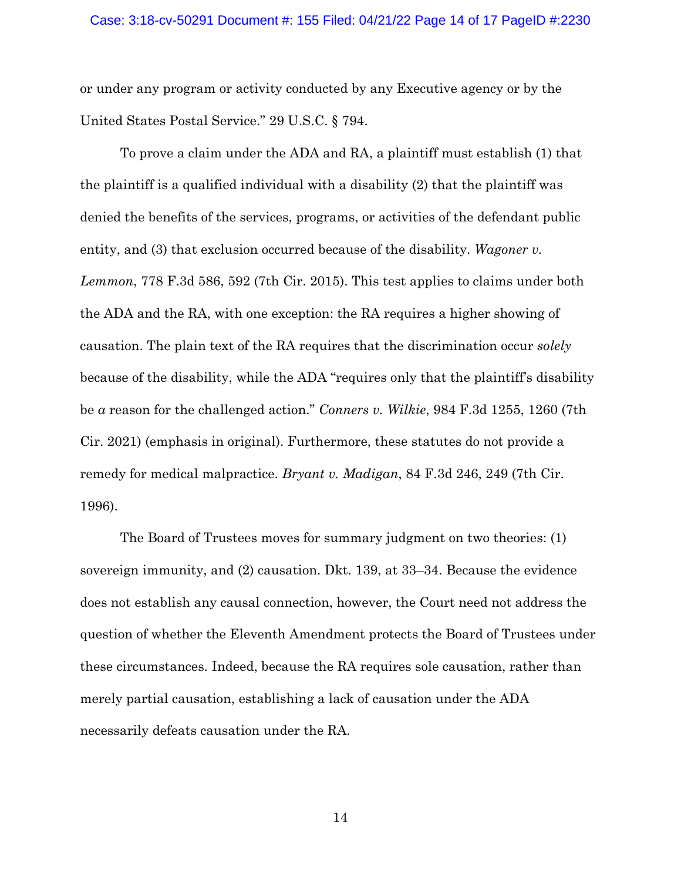or under any program or activity conducted by any Executive agency or by the United States Postal Service." 29 U.S.C. § 794.

To prove a claim under the ADA and RA, a plaintiff must establish (1) that the plaintiff is a qualified individual with a disability (2) that the plaintiff was denied the benefits of the services, programs, or activities of the defendant public entity, and (3) that exclusion occurred because of the disability. *Wagoner v. Lemmon*, 778 F.3d 586, 592 (7th Cir. 2015). This test applies to claims under both the ADA and the RA, with one exception: the RA requires a higher showing of causation. The plain text of the RA requires that the discrimination occur *solely* because of the disability, while the ADA "requires only that the plaintiff's disability be *a* reason for the challenged action." *Conners v. Wilkie*, 984 F.3d 1255, 1260 (7th Cir. 2021) (emphasis in original). Furthermore, these statutes do not provide a remedy for medical malpractice. *Bryant v. Madigan*, 84 F.3d 246, 249 (7th Cir. 1996).

The Board of Trustees moves for summary judgment on two theories: (1) sovereign immunity, and (2) causation. Dkt. 139, at 33–34. Because the evidence does not establish any causal connection, however, the Court need not address the question of whether the Eleventh Amendment protects the Board of Trustees under these circumstances. Indeed, because the RA requires sole causation, rather than merely partial causation, establishing a lack of causation under the ADA necessarily defeats causation under the RA.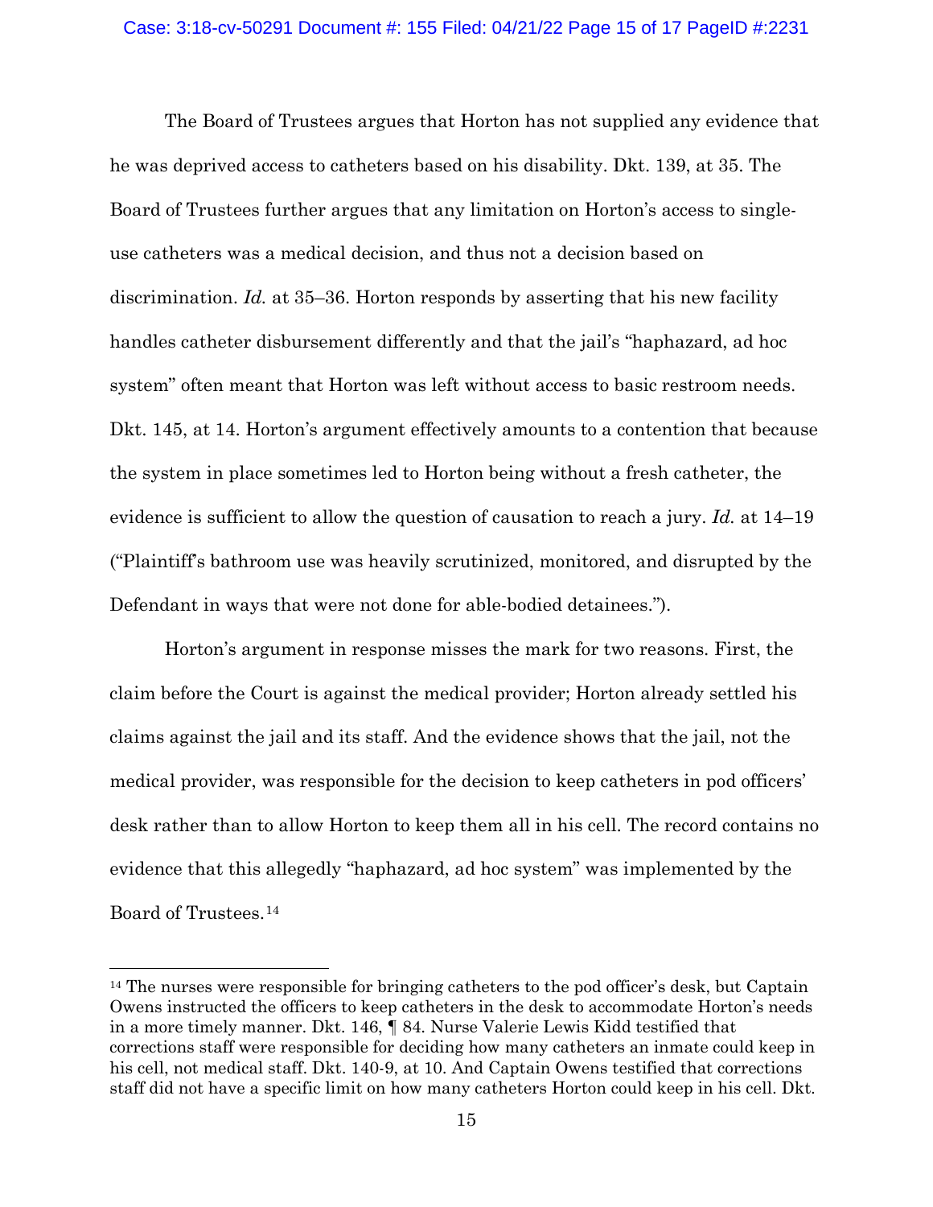The Board of Trustees argues that Horton has not supplied any evidence that he was deprived access to catheters based on his disability. Dkt. 139, at 35. The Board of Trustees further argues that any limitation on Horton's access to single-use catheters was a medical decision, and thus not a decision based on discrimination. *Id.* at 35–36. Horton responds by asserting that his new facility handles catheter disbursement differently and that the jail's "haphazard, ad hoc system" often meant that Horton was left without access to basic restroom needs. Dkt. 145, at 14. Horton's argument effectively amounts to a contention that because the system in place sometimes led to Horton being without a fresh catheter, the evidence is sufficient to allow the question of causation to reach a jury. *Id.* at 14–19 ("Plaintiff's bathroom use was heavily scrutinized, monitored, and disrupted by the Defendant in ways that were not done for able-bodied detainees.").

Horton's argument in response misses the mark for two reasons. First, the claim before the Court is against the medical provider; Horton already settled his claims against the jail and its staff. And the evidence shows that the jail, not the medical provider, was responsible for the decision to keep catheters in pod officers' desk rather than to allow Horton to keep them all in his cell. The record contains no evidence that this allegedly "haphazard, ad hoc system" was implemented by the Board of Trustees.[14]

[14] The nurses were responsible for bringing catheters to the pod officer's desk, but Captain Owens instructed the officers to keep catheters in the desk to accommodate Horton's needs in a more timely manner. Dkt. 146, ¶ 84. Nurse Valerie Lewis Kidd testified that corrections staff were responsible for deciding how many catheters an inmate could keep in his cell, not medical staff. Dkt. 140-9, at 10. And Captain Owens testified that corrections staff did not have a specific limit on how many catheters Horton could keep in his cell. Dkt.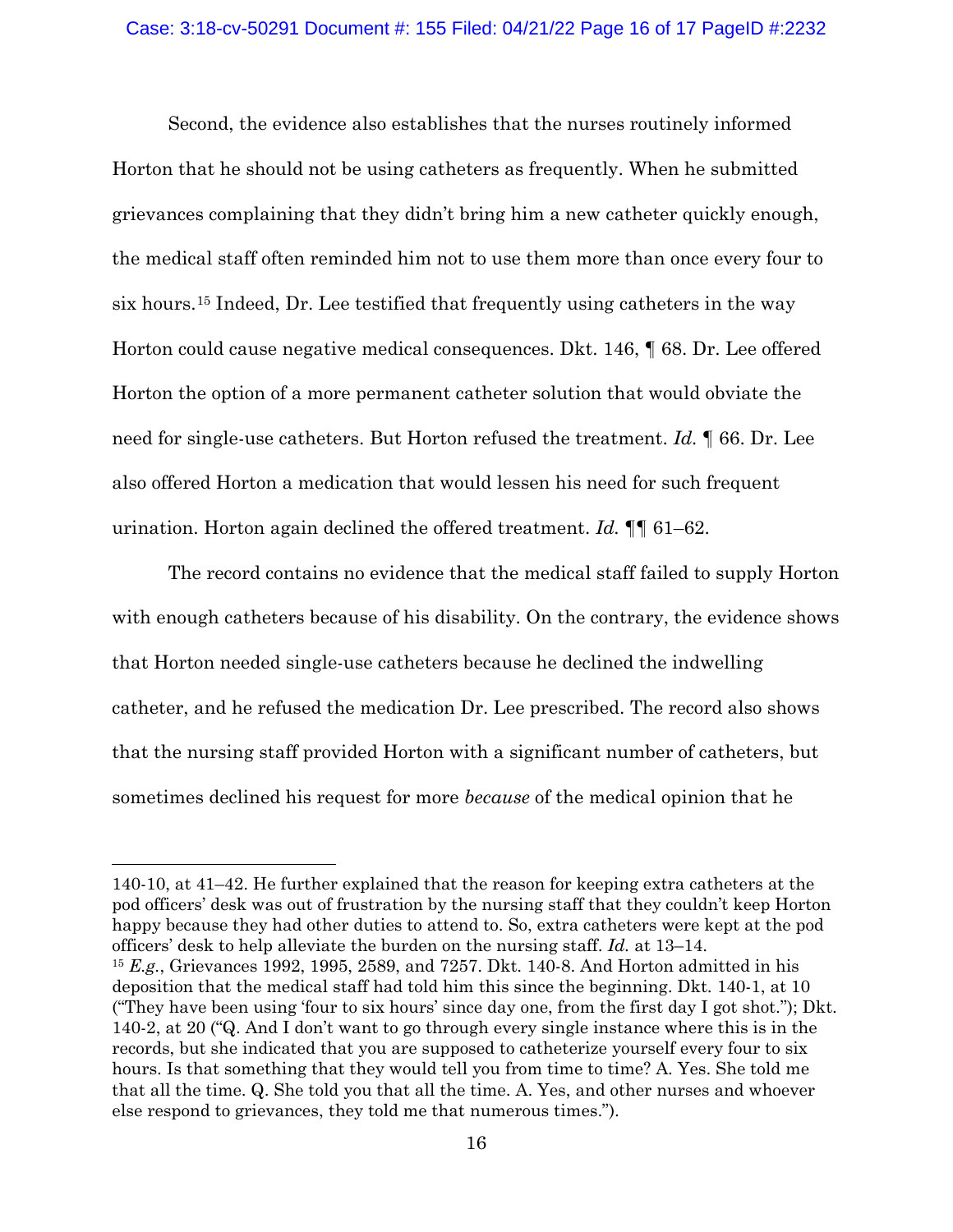Second, the evidence also establishes that the nurses routinely informed Horton that he should not be using catheters as frequently. When he submitted grievances complaining that they didn't bring him a new catheter quickly enough, the medical staff often reminded him not to use them more than once every four to six hours.[15] Indeed, Dr. Lee testified that frequently using catheters in the way Horton could cause negative medical consequences. Dkt. 146, ¶ 68. Dr. Lee offered Horton the option of a more permanent catheter solution that would obviate the need for single-use catheters. But Horton refused the treatment. *Id.* ¶ 66. Dr. Lee also offered Horton a medication that would lessen his need for such frequent urination. Horton again declined the offered treatment. *Id.* ¶¶ 61–62.

The record contains no evidence that the medical staff failed to supply Horton with enough catheters because of his disability. On the contrary, the evidence shows that Horton needed single-use catheters because he declined the indwelling catheter, and he refused the medication Dr. Lee prescribed. The record also shows that the nursing staff provided Horton with a significant number of catheters, but sometimes declined his request for more *because* of the medical opinion that he

---

140-10, at 41–42. He further explained that the reason for keeping extra catheters at the pod officers' desk was out of frustration by the nursing staff that they couldn't keep Horton happy because they had other duties to attend to. So, extra catheters were kept at the pod officers' desk to help alleviate the burden on the nursing staff. *Id.* at 13–14.

[15] *E.g.*, Grievances 1992, 1995, 2589, and 7257. Dkt. 140-8. And Horton admitted in his deposition that the medical staff had told him this since the beginning. Dkt. 140-1, at 10 ("They have been using 'four to six hours' since day one, from the first day I got shot."); Dkt. 140-2, at 20 ("Q. And I don't want to go through every single instance where this is in the records, but she indicated that you are supposed to catheterize yourself every four to six hours. Is that something that they would tell you from time to time? A. Yes. She told me that all the time. Q. She told you that all the time. A. Yes, and other nurses and whoever else respond to grievances, they told me that numerous times.").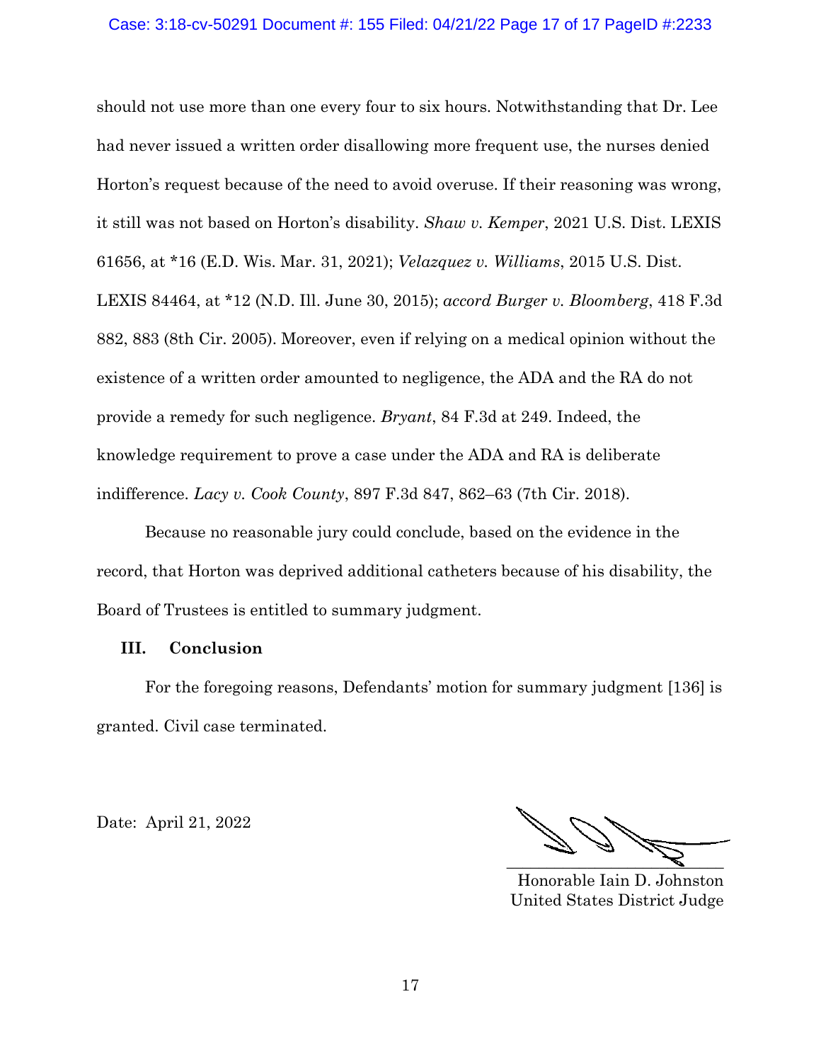should not use more than one every four to six hours. Notwithstanding that Dr. Lee had never issued a written order disallowing more frequent use, the nurses denied Horton's request because of the need to avoid overuse. If their reasoning was wrong, it still was not based on Horton's disability. *Shaw v. Kemper*, 2021 U.S. Dist. LEXIS 61656, at *16 (E.D. Wis. Mar. 31, 2021); *Velazquez v. Williams*, 2015 U.S. Dist. LEXIS 84464, at *12 (N.D. Ill. June 30, 2015); *accord Burger v. Bloomberg*, 418 F.3d 882, 883 (8th Cir. 2005). Moreover, even if relying on a medical opinion without the existence of a written order amounted to negligence, the ADA and the RA do not provide a remedy for such negligence. *Bryant*, 84 F.3d at 249. Indeed, the knowledge requirement to prove a case under the ADA and RA is deliberate indifference. *Lacy v. Cook County*, 897 F.3d 847, 862–63 (7th Cir. 2018).

Because no reasonable jury could conclude, based on the evidence in the record, that Horton was deprived additional catheters because of his disability, the Board of Trustees is entitled to summary judgment.

## III. Conclusion

For the foregoing reasons, Defendants' motion for summary judgment [136] is granted. Civil case terminated.

Date: April 21, 2022

Honorable Iain D. Johnston
United States District Judge